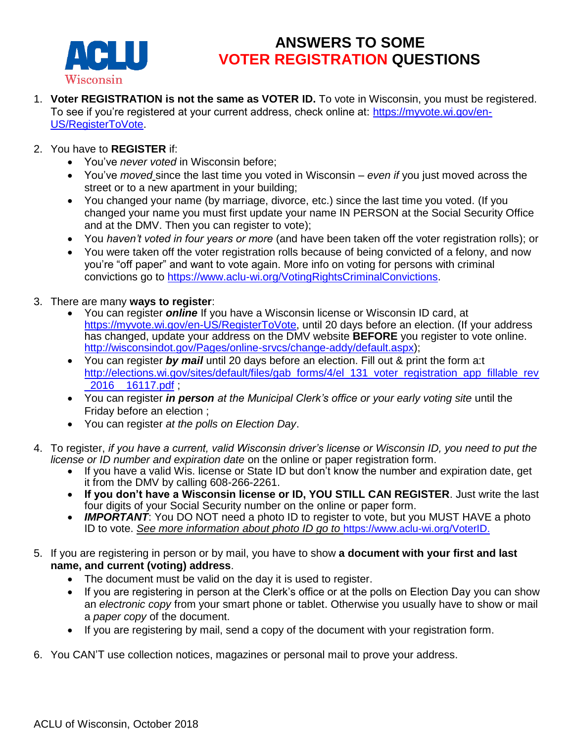ACLU Wisconsin

# ANSWERS TO SOME VOTER REGISTRATION QUESTIONS

1. **Voter REGISTRATION is not the same as VOTER ID.** To vote in Wisconsin, you must be registered. To see if you're registered at your current address, check online at: https://myvote.wi.gov/en-US/RegisterToVote.

2. You have to **REGISTER** if:
   - You've *never voted* in Wisconsin before;
   - You've *moved* since the last time you voted in Wisconsin – *even if* you just moved across the street or to a new apartment in your building;
   - You changed your name (by marriage, divorce, etc.) since the last time you voted. (If you changed your name you must first update your name IN PERSON at the Social Security Office and at the DMV. Then you can register to vote);
   - You *haven't voted in four years or more* (and have been taken off the voter registration rolls); or
   - You were taken off the voter registration rolls because of being convicted of a felony, and now you're "off paper" and want to vote again. More info on voting for persons with criminal convictions go to https://www.aclu-wi.org/VotingRightsCriminalConvictions.

3. There are many **ways to register**:
   - You can register ***online*** If you have a Wisconsin license or Wisconsin ID card, at https://myvote.wi.gov/en-US/RegisterToVote, until 20 days before an election. (If your address has changed, update your address on the DMV website **BEFORE** you register to vote online. http://wisconsindot.gov/Pages/online-srvcs/change-addy/default.aspx);
   - You can register ***by mail*** until 20 days before an election. Fill out & print the form a:t http://elections.wi.gov/sites/default/files/gab_forms/4/el_131_voter_registration_app_fillable_rev_2016__16117.pdf ;
   - You can register ***in person*** *at the Municipal Clerk's office or your early voting site* until the Friday before an election ;
   - You can register *at the polls on Election Day*.

4. To register, *if you have a current, valid Wisconsin driver's license or Wisconsin ID, you need to put the license or ID number and expiration date* on the online or paper registration form.
   - If you have a valid Wis. license or State ID but don't know the number and expiration date, get it from the DMV by calling 608-266-2261.
   - **If you don't have a Wisconsin license or ID, YOU STILL CAN REGISTER**. Just write the last four digits of your Social Security number on the online or paper form.
   - ***IMPORTANT***: You DO NOT need a photo ID to register to vote, but you MUST HAVE a photo ID to vote. *See more information about photo ID go to* https://www.aclu-wi.org/VoterID.

5. If you are registering in person or by mail, you have to show **a document with your first and last name, and current (voting) address**.
   - The document must be valid on the day it is used to register.
   - If you are registering in person at the Clerk's office or at the polls on Election Day you can show an *electronic copy* from your smart phone or tablet. Otherwise you usually have to show or mail a *paper copy* of the document.
   - If you are registering by mail, send a copy of the document with your registration form.

6. You CAN'T use collection notices, magazines or personal mail to prove your address.

ACLU of Wisconsin, October 2018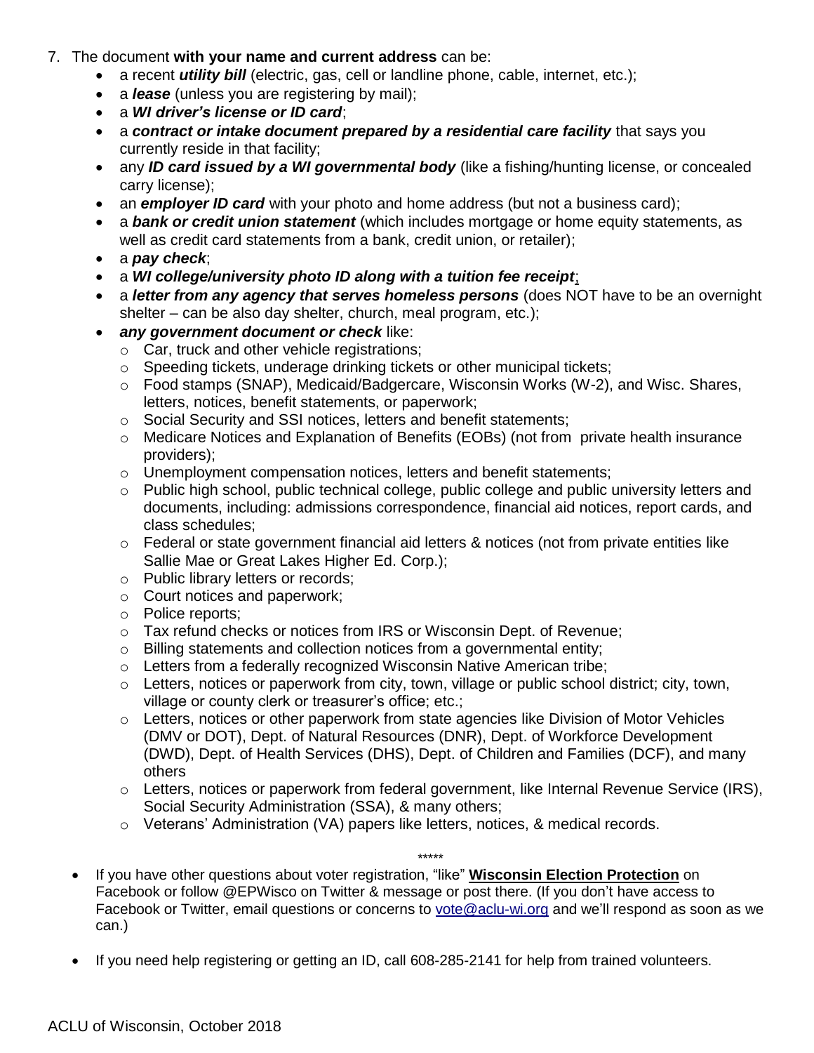7. The document **with your name and current address** can be:
   - a recent ***utility bill*** (electric, gas, cell or landline phone, cable, internet, etc.);
   - a ***lease*** (unless you are registering by mail);
   - a ***WI driver's license or ID card***;
   - a ***contract or intake document prepared by a residential care facility*** that says you currently reside in that facility;
   - any ***ID card issued by a WI governmental body*** (like a fishing/hunting license, or concealed carry license);
   - an ***employer ID card*** with your photo and home address (but not a business card);
   - a ***bank or credit union statement*** (which includes mortgage or home equity statements, as well as credit card statements from a bank, credit union, or retailer);
   - a ***pay check***;
   - a ***WI college/university photo ID along with a tuition fee receipt***;
   - a ***letter from any agency that serves homeless persons*** (does NOT have to be an overnight shelter – can be also day shelter, church, meal program, etc.);
   - ***any government document or check*** like:
     - Car, truck and other vehicle registrations;
     - Speeding tickets, underage drinking tickets or other municipal tickets;
     - Food stamps (SNAP), Medicaid/Badgercare, Wisconsin Works (W-2), and Wisc. Shares, letters, notices, benefit statements, or paperwork;
     - Social Security and SSI notices, letters and benefit statements;
     - Medicare Notices and Explanation of Benefits (EOBs) (not from private health insurance providers);
     - Unemployment compensation notices, letters and benefit statements;
     - Public high school, public technical college, public college and public university letters and documents, including: admissions correspondence, financial aid notices, report cards, and class schedules;
     - Federal or state government financial aid letters & notices (not from private entities like Sallie Mae or Great Lakes Higher Ed. Corp.);
     - Public library letters or records;
     - Court notices and paperwork;
     - Police reports;
     - Tax refund checks or notices from IRS or Wisconsin Dept. of Revenue;
     - Billing statements and collection notices from a governmental entity;
     - Letters from a federally recognized Wisconsin Native American tribe;
     - Letters, notices or paperwork from city, town, village or public school district; city, town, village or county clerk or treasurer's office; etc.;
     - Letters, notices or other paperwork from state agencies like Division of Motor Vehicles (DMV or DOT), Dept. of Natural Resources (DNR), Dept. of Workforce Development (DWD), Dept. of Health Services (DHS), Dept. of Children and Families (DCF), and many others
     - Letters, notices or paperwork from federal government, like Internal Revenue Service (IRS), Social Security Administration (SSA), & many others;
     - Veterans' Administration (VA) papers like letters, notices, & medical records.

*****

- If you have other questions about voter registration, "like" **Wisconsin Election Protection** on Facebook or follow @EPWisco on Twitter & message or post there. (If you don't have access to Facebook or Twitter, email questions or concerns to vote@aclu-wi.org and we'll respond as soon as we can.)

- If you need help registering or getting an ID, call 608-285-2141 for help from trained volunteers.

ACLU of Wisconsin, October 2018